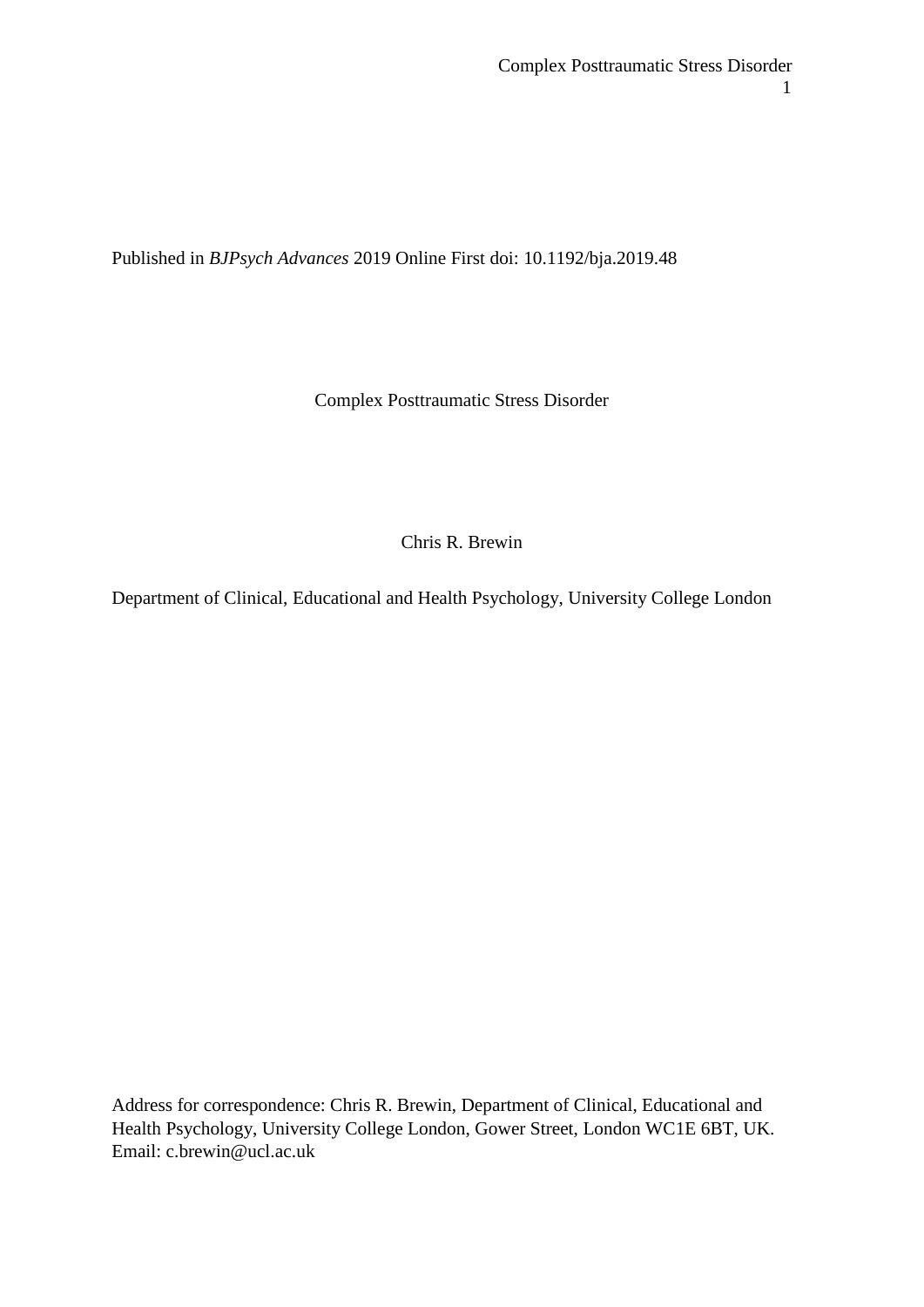Published in *BJPsych Advances* 2019 Online First doi: 10.1192/bja.2019.48

# Complex Posttraumatic Stress Disorder

Chris R. Brewin

Department of Clinical, Educational and Health Psychology, University College London

Address for correspondence: Chris R. Brewin, Department of Clinical, Educational and Health Psychology, University College London, Gower Street, London WC1E 6BT, UK.
Email: c.brewin@ucl.ac.uk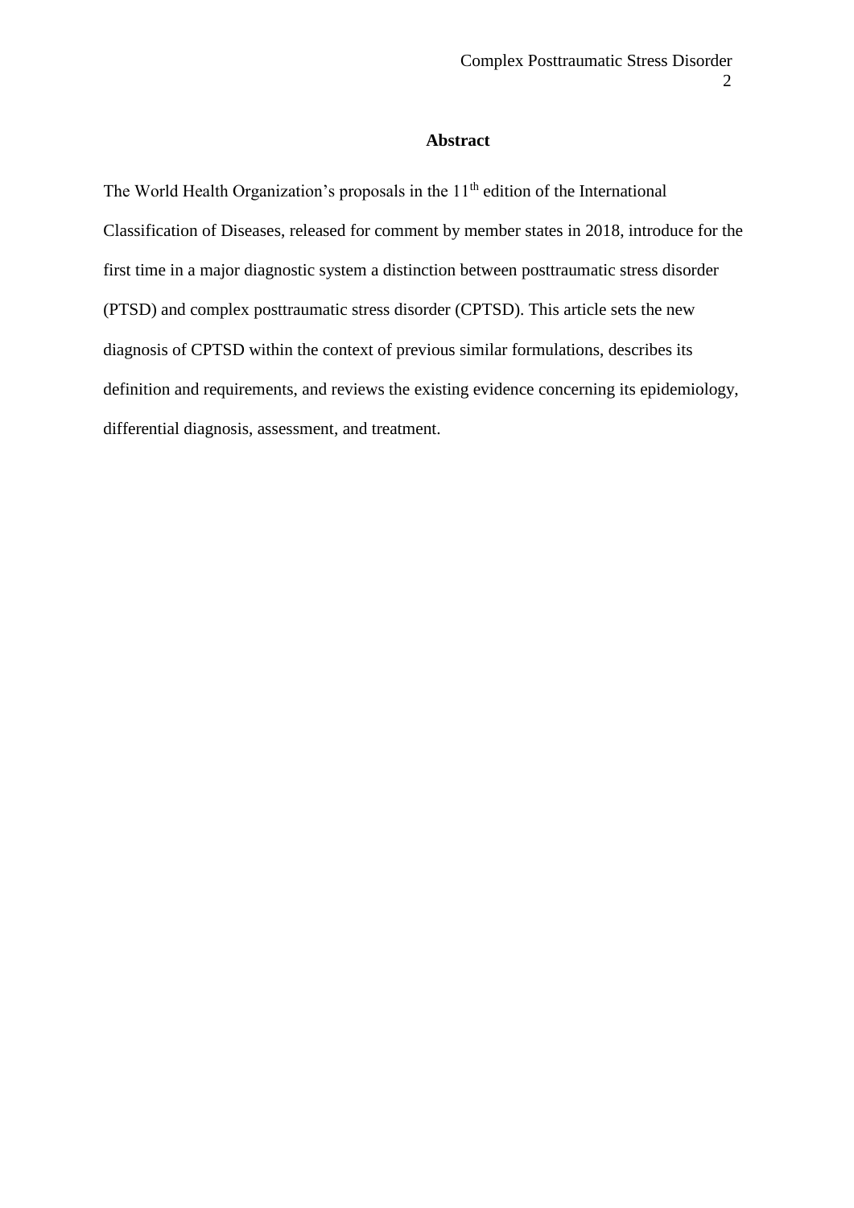## Abstract

The World Health Organization's proposals in the 11th edition of the International Classification of Diseases, released for comment by member states in 2018, introduce for the first time in a major diagnostic system a distinction between posttraumatic stress disorder (PTSD) and complex posttraumatic stress disorder (CPTSD). This article sets the new diagnosis of CPTSD within the context of previous similar formulations, describes its definition and requirements, and reviews the existing evidence concerning its epidemiology, differential diagnosis, assessment, and treatment.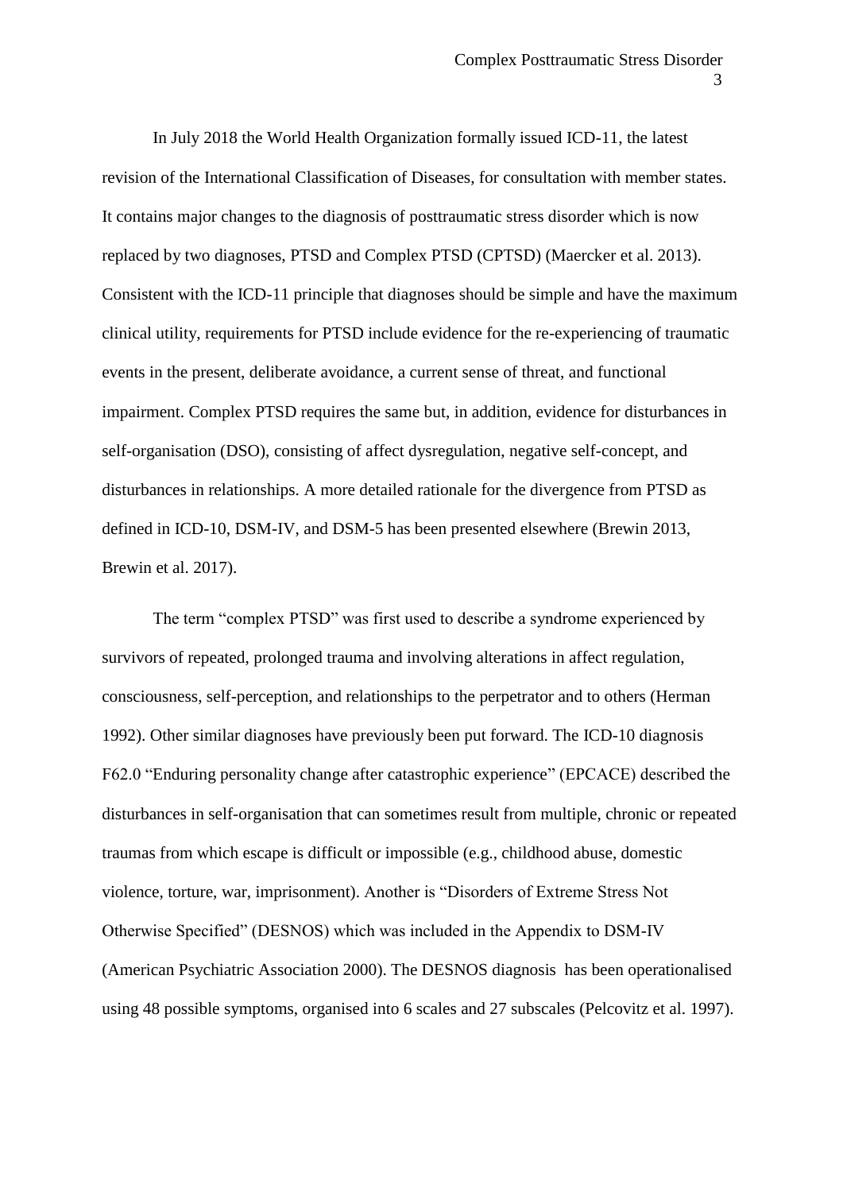In July 2018 the World Health Organization formally issued ICD-11, the latest revision of the International Classification of Diseases, for consultation with member states. It contains major changes to the diagnosis of posttraumatic stress disorder which is now replaced by two diagnoses, PTSD and Complex PTSD (CPTSD) (Maercker et al. 2013). Consistent with the ICD-11 principle that diagnoses should be simple and have the maximum clinical utility, requirements for PTSD include evidence for the re-experiencing of traumatic events in the present, deliberate avoidance, a current sense of threat, and functional impairment. Complex PTSD requires the same but, in addition, evidence for disturbances in self-organisation (DSO), consisting of affect dysregulation, negative self-concept, and disturbances in relationships. A more detailed rationale for the divergence from PTSD as defined in ICD-10, DSM-IV, and DSM-5 has been presented elsewhere (Brewin 2013, Brewin et al. 2017).

The term "complex PTSD" was first used to describe a syndrome experienced by survivors of repeated, prolonged trauma and involving alterations in affect regulation, consciousness, self-perception, and relationships to the perpetrator and to others (Herman 1992). Other similar diagnoses have previously been put forward. The ICD-10 diagnosis F62.0 "Enduring personality change after catastrophic experience" (EPCACE) described the disturbances in self-organisation that can sometimes result from multiple, chronic or repeated traumas from which escape is difficult or impossible (e.g., childhood abuse, domestic violence, torture, war, imprisonment). Another is "Disorders of Extreme Stress Not Otherwise Specified" (DESNOS) which was included in the Appendix to DSM-IV (American Psychiatric Association 2000). The DESNOS diagnosis has been operationalised using 48 possible symptoms, organised into 6 scales and 27 subscales (Pelcovitz et al. 1997).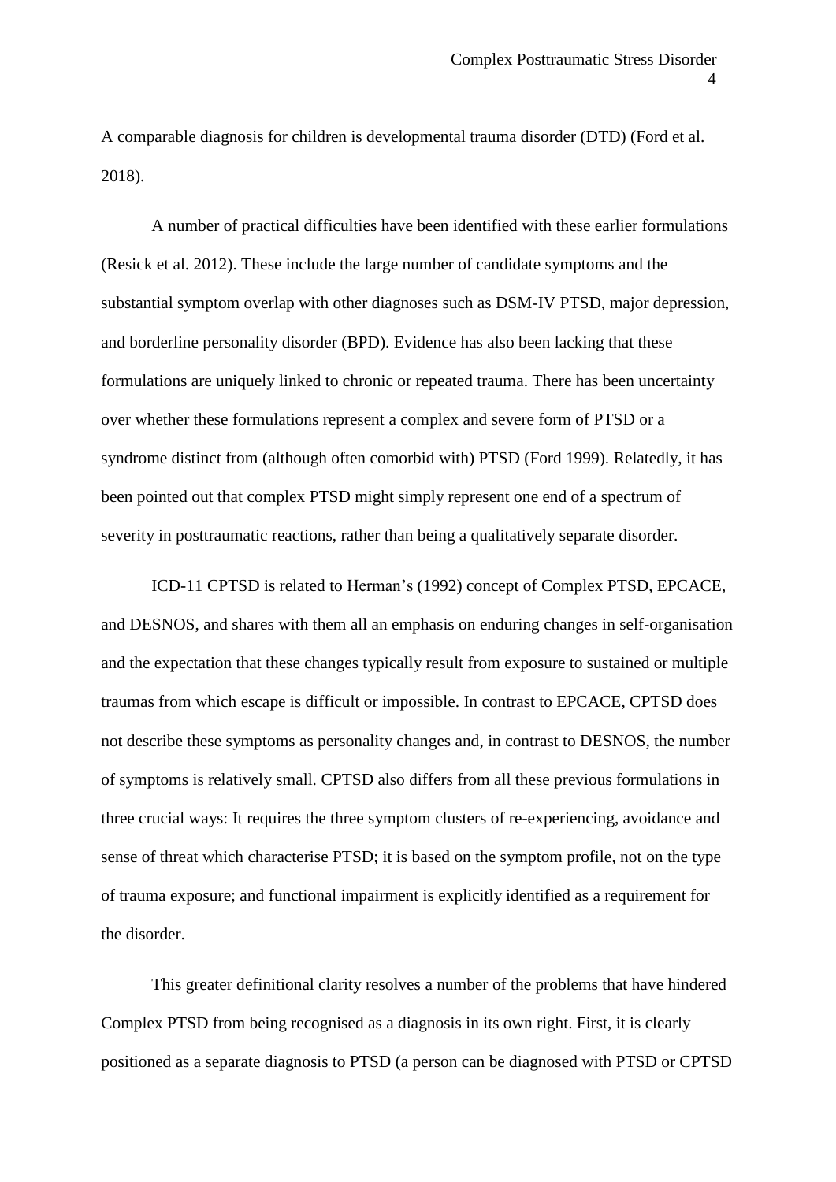A comparable diagnosis for children is developmental trauma disorder (DTD) (Ford et al. 2018).

A number of practical difficulties have been identified with these earlier formulations (Resick et al. 2012). These include the large number of candidate symptoms and the substantial symptom overlap with other diagnoses such as DSM-IV PTSD, major depression, and borderline personality disorder (BPD). Evidence has also been lacking that these formulations are uniquely linked to chronic or repeated trauma. There has been uncertainty over whether these formulations represent a complex and severe form of PTSD or a syndrome distinct from (although often comorbid with) PTSD (Ford 1999). Relatedly, it has been pointed out that complex PTSD might simply represent one end of a spectrum of severity in posttraumatic reactions, rather than being a qualitatively separate disorder.

ICD-11 CPTSD is related to Herman's (1992) concept of Complex PTSD, EPCACE, and DESNOS, and shares with them all an emphasis on enduring changes in self-organisation and the expectation that these changes typically result from exposure to sustained or multiple traumas from which escape is difficult or impossible. In contrast to EPCACE, CPTSD does not describe these symptoms as personality changes and, in contrast to DESNOS, the number of symptoms is relatively small. CPTSD also differs from all these previous formulations in three crucial ways: It requires the three symptom clusters of re-experiencing, avoidance and sense of threat which characterise PTSD; it is based on the symptom profile, not on the type of trauma exposure; and functional impairment is explicitly identified as a requirement for the disorder.

This greater definitional clarity resolves a number of the problems that have hindered Complex PTSD from being recognised as a diagnosis in its own right. First, it is clearly positioned as a separate diagnosis to PTSD (a person can be diagnosed with PTSD or CPTSD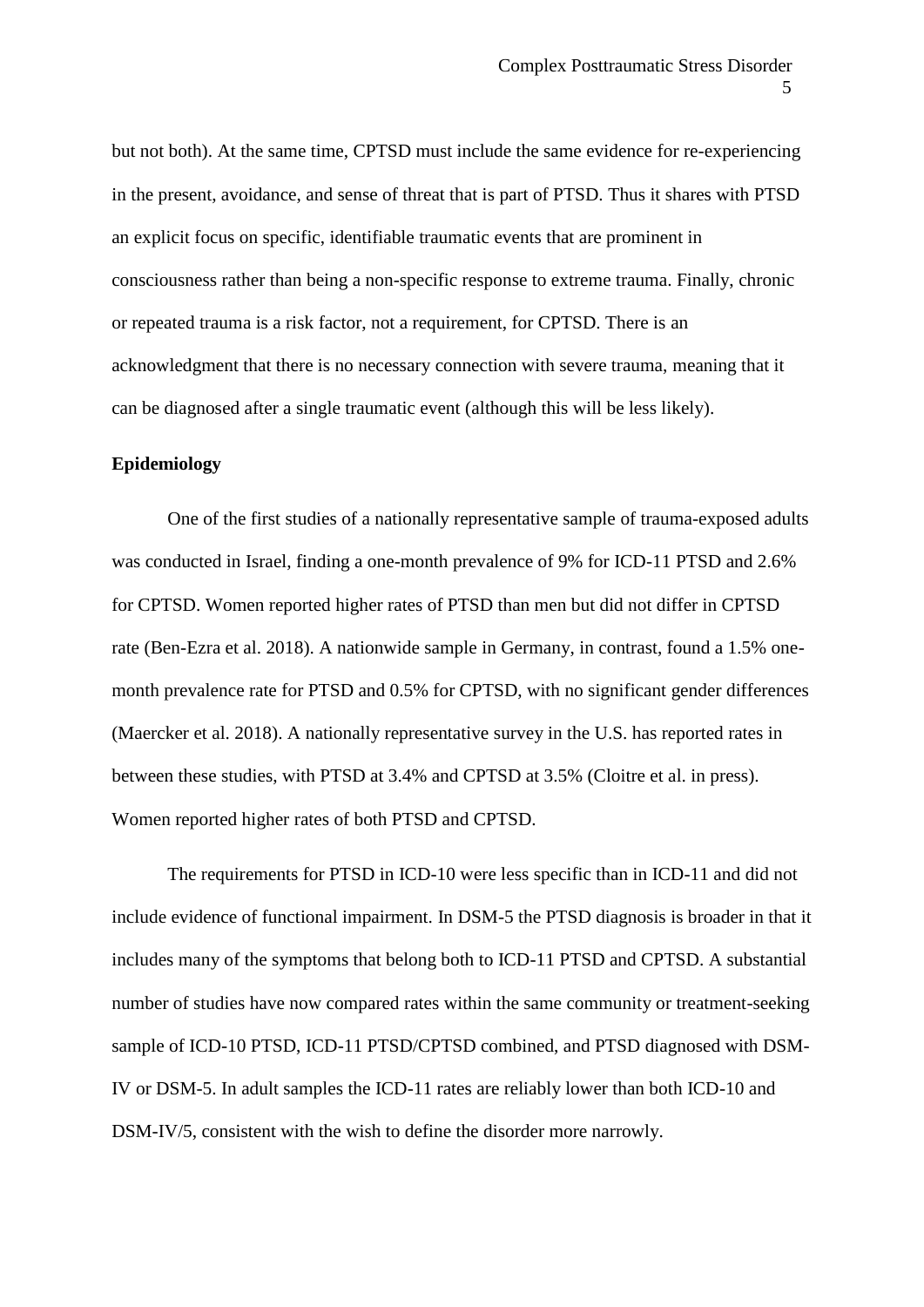but not both). At the same time, CPTSD must include the same evidence for re-experiencing in the present, avoidance, and sense of threat that is part of PTSD. Thus it shares with PTSD an explicit focus on specific, identifiable traumatic events that are prominent in consciousness rather than being a non-specific response to extreme trauma. Finally, chronic or repeated trauma is a risk factor, not a requirement, for CPTSD. There is an acknowledgment that there is no necessary connection with severe trauma, meaning that it can be diagnosed after a single traumatic event (although this will be less likely).

**Epidemiology**

One of the first studies of a nationally representative sample of trauma-exposed adults was conducted in Israel, finding a one-month prevalence of 9% for ICD-11 PTSD and 2.6% for CPTSD. Women reported higher rates of PTSD than men but did not differ in CPTSD rate (Ben-Ezra et al. 2018). A nationwide sample in Germany, in contrast, found a 1.5% one-month prevalence rate for PTSD and 0.5% for CPTSD, with no significant gender differences (Maercker et al. 2018). A nationally representative survey in the U.S. has reported rates in between these studies, with PTSD at 3.4% and CPTSD at 3.5% (Cloitre et al. in press). Women reported higher rates of both PTSD and CPTSD.

The requirements for PTSD in ICD-10 were less specific than in ICD-11 and did not include evidence of functional impairment. In DSM-5 the PTSD diagnosis is broader in that it includes many of the symptoms that belong both to ICD-11 PTSD and CPTSD. A substantial number of studies have now compared rates within the same community or treatment-seeking sample of ICD-10 PTSD, ICD-11 PTSD/CPTSD combined, and PTSD diagnosed with DSM-IV or DSM-5. In adult samples the ICD-11 rates are reliably lower than both ICD-10 and DSM-IV/5, consistent with the wish to define the disorder more narrowly.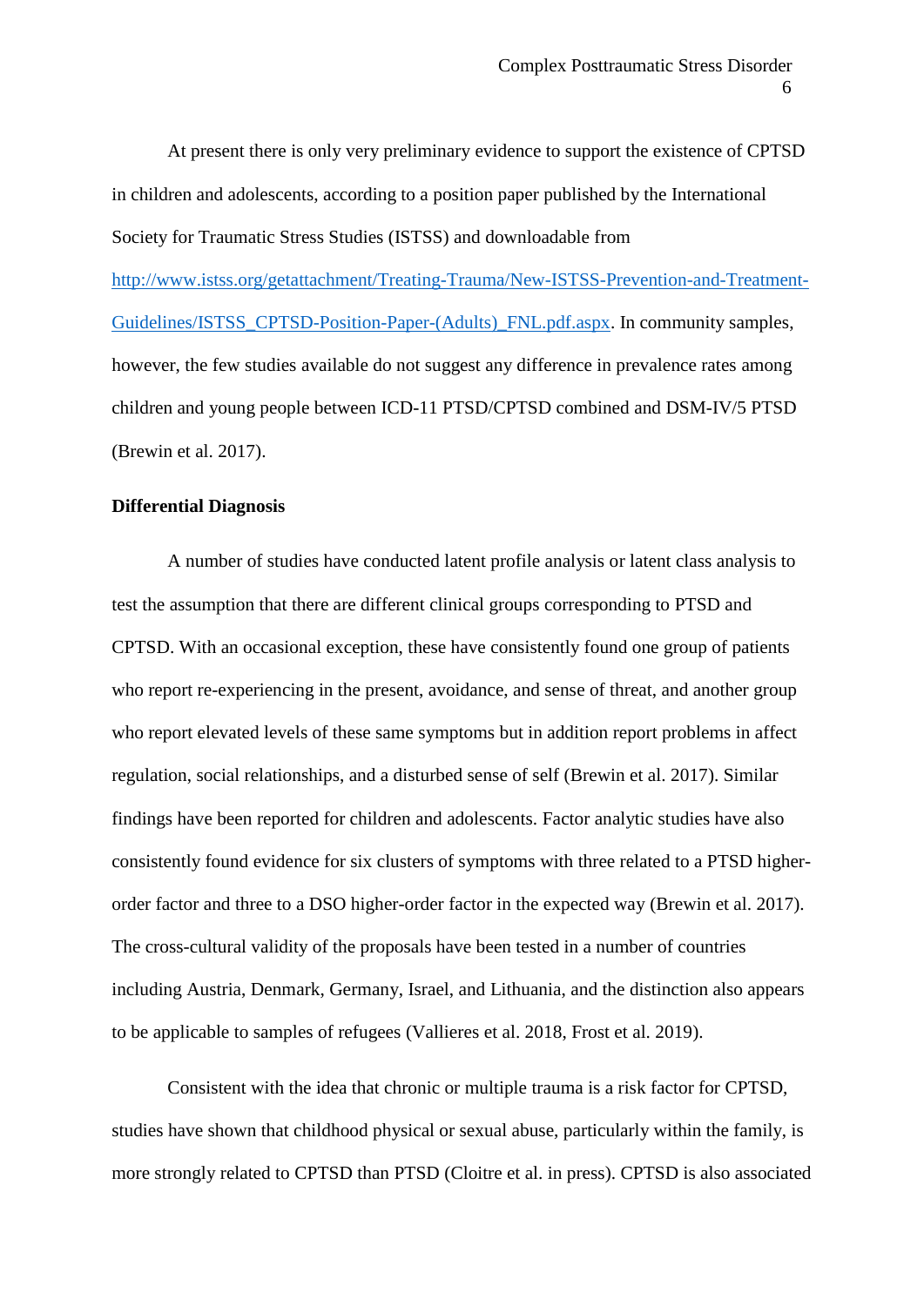At present there is only very preliminary evidence to support the existence of CPTSD in children and adolescents, according to a position paper published by the International Society for Traumatic Stress Studies (ISTSS) and downloadable from [http://www.istss.org/getattachment/Treating-Trauma/New-ISTSS-Prevention-and-Treatment-Guidelines/ISTSS_CPTSD-Position-Paper-(Adults)_FNL.pdf.aspx](http://www.istss.org/getattachment/Treating-Trauma/New-ISTSS-Prevention-and-Treatment-Guidelines/ISTSS_CPTSD-Position-Paper-(Adults)_FNL.pdf.aspx). In community samples, however, the few studies available do not suggest any difference in prevalence rates among children and young people between ICD-11 PTSD/CPTSD combined and DSM-IV/5 PTSD (Brewin et al. 2017).

**Differential Diagnosis**

A number of studies have conducted latent profile analysis or latent class analysis to test the assumption that there are different clinical groups corresponding to PTSD and CPTSD. With an occasional exception, these have consistently found one group of patients who report re-experiencing in the present, avoidance, and sense of threat, and another group who report elevated levels of these same symptoms but in addition report problems in affect regulation, social relationships, and a disturbed sense of self (Brewin et al. 2017). Similar findings have been reported for children and adolescents. Factor analytic studies have also consistently found evidence for six clusters of symptoms with three related to a PTSD higher-order factor and three to a DSO higher-order factor in the expected way (Brewin et al. 2017). The cross-cultural validity of the proposals have been tested in a number of countries including Austria, Denmark, Germany, Israel, and Lithuania, and the distinction also appears to be applicable to samples of refugees (Vallieres et al. 2018, Frost et al. 2019).

Consistent with the idea that chronic or multiple trauma is a risk factor for CPTSD, studies have shown that childhood physical or sexual abuse, particularly within the family, is more strongly related to CPTSD than PTSD (Cloitre et al. in press). CPTSD is also associated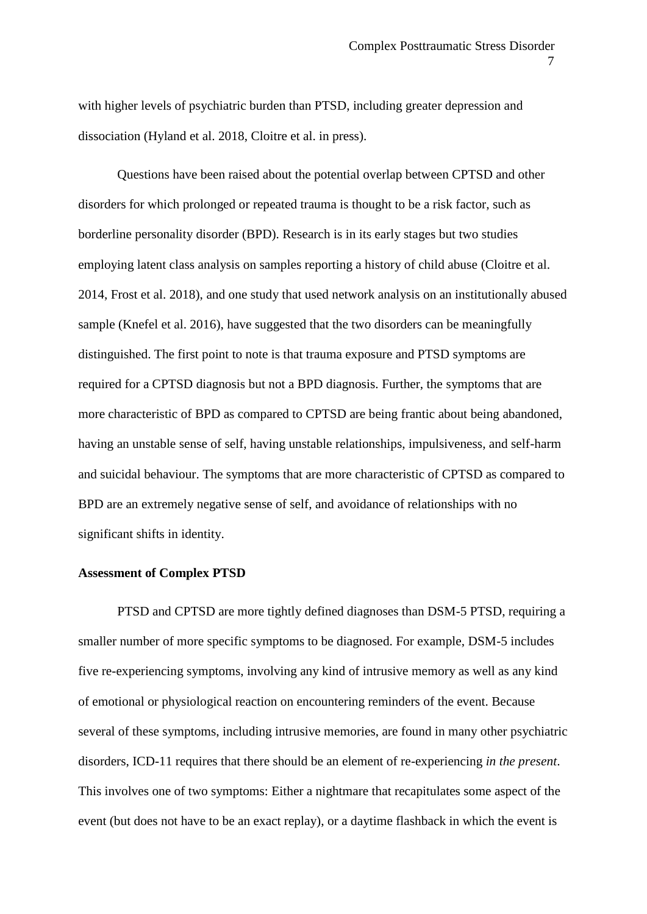with higher levels of psychiatric burden than PTSD, including greater depression and dissociation (Hyland et al. 2018, Cloitre et al. in press).

Questions have been raised about the potential overlap between CPTSD and other disorders for which prolonged or repeated trauma is thought to be a risk factor, such as borderline personality disorder (BPD). Research is in its early stages but two studies employing latent class analysis on samples reporting a history of child abuse (Cloitre et al. 2014, Frost et al. 2018), and one study that used network analysis on an institutionally abused sample (Knefel et al. 2016), have suggested that the two disorders can be meaningfully distinguished. The first point to note is that trauma exposure and PTSD symptoms are required for a CPTSD diagnosis but not a BPD diagnosis. Further, the symptoms that are more characteristic of BPD as compared to CPTSD are being frantic about being abandoned, having an unstable sense of self, having unstable relationships, impulsiveness, and self-harm and suicidal behaviour. The symptoms that are more characteristic of CPTSD as compared to BPD are an extremely negative sense of self, and avoidance of relationships with no significant shifts in identity.

**Assessment of Complex PTSD**

PTSD and CPTSD are more tightly defined diagnoses than DSM-5 PTSD, requiring a smaller number of more specific symptoms to be diagnosed. For example, DSM-5 includes five re-experiencing symptoms, involving any kind of intrusive memory as well as any kind of emotional or physiological reaction on encountering reminders of the event. Because several of these symptoms, including intrusive memories, are found in many other psychiatric disorders, ICD-11 requires that there should be an element of re-experiencing *in the present*. This involves one of two symptoms: Either a nightmare that recapitulates some aspect of the event (but does not have to be an exact replay), or a daytime flashback in which the event is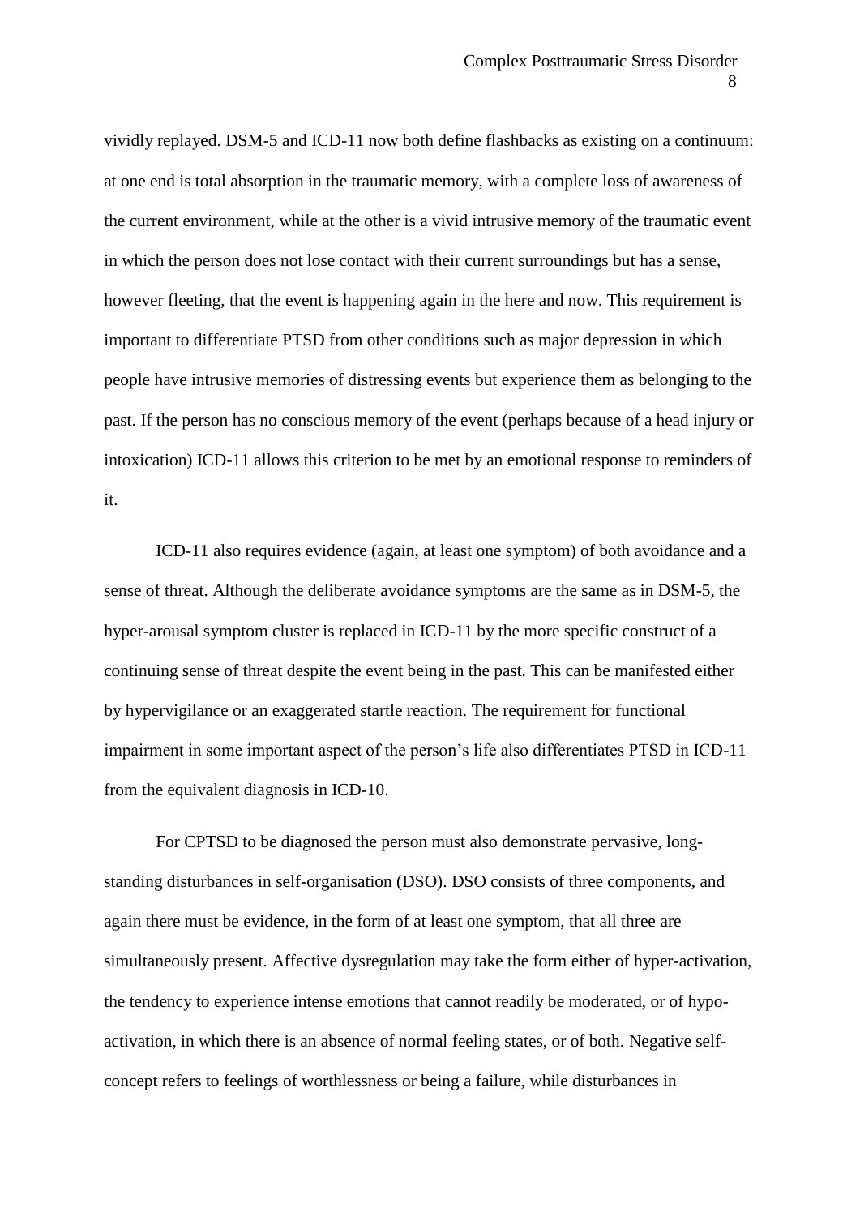vividly replayed. DSM-5 and ICD-11 now both define flashbacks as existing on a continuum: at one end is total absorption in the traumatic memory, with a complete loss of awareness of the current environment, while at the other is a vivid intrusive memory of the traumatic event in which the person does not lose contact with their current surroundings but has a sense, however fleeting, that the event is happening again in the here and now. This requirement is important to differentiate PTSD from other conditions such as major depression in which people have intrusive memories of distressing events but experience them as belonging to the past. If the person has no conscious memory of the event (perhaps because of a head injury or intoxication) ICD-11 allows this criterion to be met by an emotional response to reminders of it.

ICD-11 also requires evidence (again, at least one symptom) of both avoidance and a sense of threat. Although the deliberate avoidance symptoms are the same as in DSM-5, the hyper-arousal symptom cluster is replaced in ICD-11 by the more specific construct of a continuing sense of threat despite the event being in the past. This can be manifested either by hypervigilance or an exaggerated startle reaction. The requirement for functional impairment in some important aspect of the person's life also differentiates PTSD in ICD-11 from the equivalent diagnosis in ICD-10.

For CPTSD to be diagnosed the person must also demonstrate pervasive, long-standing disturbances in self-organisation (DSO). DSO consists of three components, and again there must be evidence, in the form of at least one symptom, that all three are simultaneously present. Affective dysregulation may take the form either of hyper-activation, the tendency to experience intense emotions that cannot readily be moderated, or of hypo-activation, in which there is an absence of normal feeling states, or of both. Negative self-concept refers to feelings of worthlessness or being a failure, while disturbances in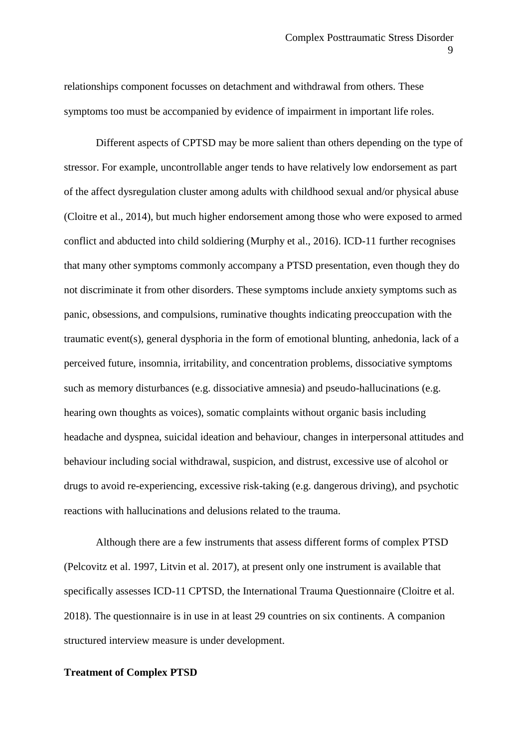relationships component focusses on detachment and withdrawal from others. These symptoms too must be accompanied by evidence of impairment in important life roles.

Different aspects of CPTSD may be more salient than others depending on the type of stressor. For example, uncontrollable anger tends to have relatively low endorsement as part of the affect dysregulation cluster among adults with childhood sexual and/or physical abuse (Cloitre et al., 2014), but much higher endorsement among those who were exposed to armed conflict and abducted into child soldiering (Murphy et al., 2016). ICD-11 further recognises that many other symptoms commonly accompany a PTSD presentation, even though they do not discriminate it from other disorders. These symptoms include anxiety symptoms such as panic, obsessions, and compulsions, ruminative thoughts indicating preoccupation with the traumatic event(s), general dysphoria in the form of emotional blunting, anhedonia, lack of a perceived future, insomnia, irritability, and concentration problems, dissociative symptoms such as memory disturbances (e.g. dissociative amnesia) and pseudo-hallucinations (e.g. hearing own thoughts as voices), somatic complaints without organic basis including headache and dyspnea, suicidal ideation and behaviour, changes in interpersonal attitudes and behaviour including social withdrawal, suspicion, and distrust, excessive use of alcohol or drugs to avoid re-experiencing, excessive risk-taking (e.g. dangerous driving), and psychotic reactions with hallucinations and delusions related to the trauma.

Although there are a few instruments that assess different forms of complex PTSD (Pelcovitz et al. 1997, Litvin et al. 2017), at present only one instrument is available that specifically assesses ICD-11 CPTSD, the International Trauma Questionnaire (Cloitre et al. 2018). The questionnaire is in use in at least 29 countries on six continents. A companion structured interview measure is under development.

**Treatment of Complex PTSD**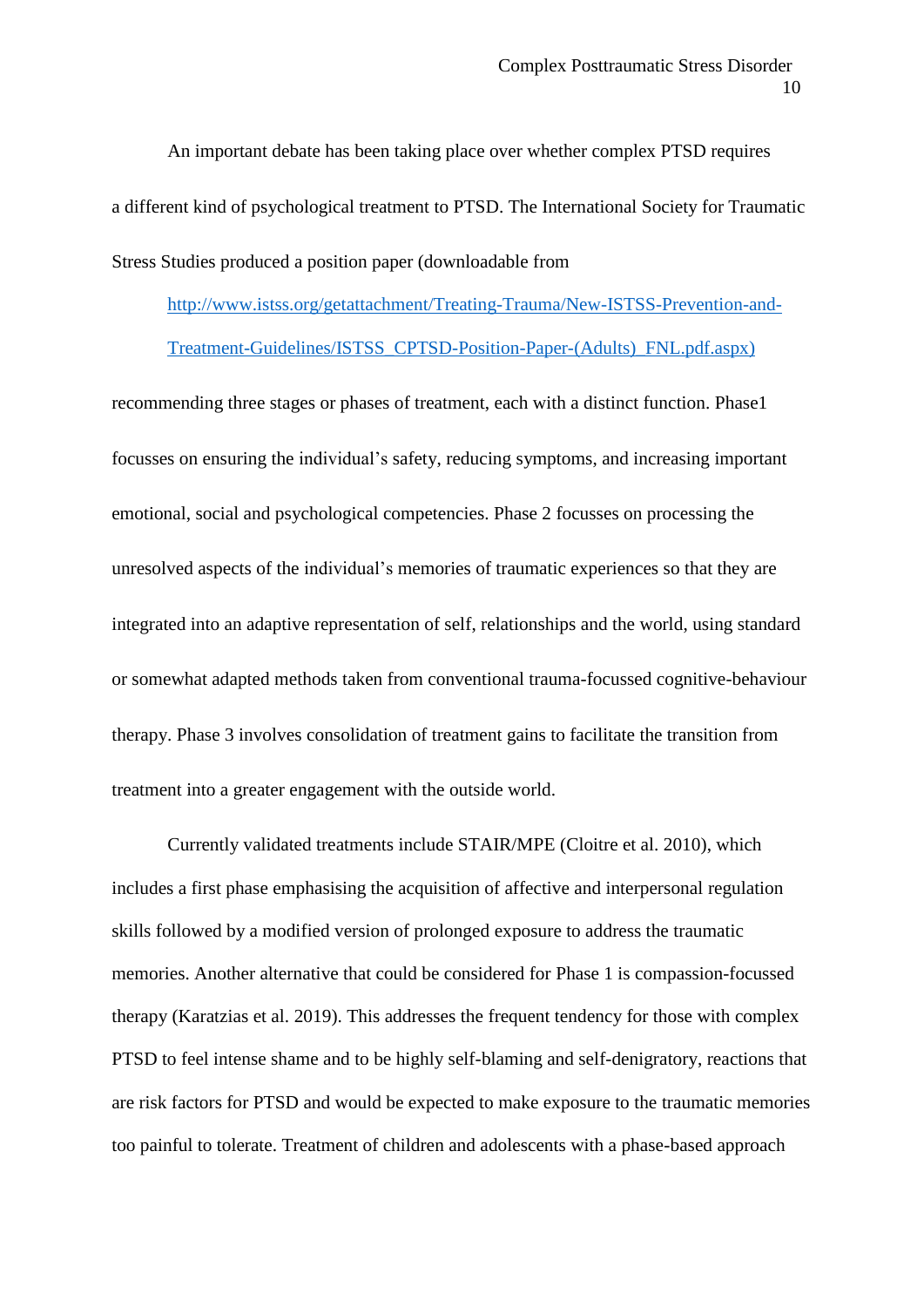An important debate has been taking place over whether complex PTSD requires a different kind of psychological treatment to PTSD. The International Society for Traumatic Stress Studies produced a position paper (downloadable from

http://www.istss.org/getattachment/Treating-Trauma/New-ISTSS-Prevention-and-Treatment-Guidelines/ISTSS_CPTSD-Position-Paper-(Adults)_FNL.pdf.aspx)

recommending three stages or phases of treatment, each with a distinct function. Phase1 focusses on ensuring the individual's safety, reducing symptoms, and increasing important emotional, social and psychological competencies. Phase 2 focusses on processing the unresolved aspects of the individual's memories of traumatic experiences so that they are integrated into an adaptive representation of self, relationships and the world, using standard or somewhat adapted methods taken from conventional trauma-focussed cognitive-behaviour therapy. Phase 3 involves consolidation of treatment gains to facilitate the transition from treatment into a greater engagement with the outside world.

Currently validated treatments include STAIR/MPE (Cloitre et al. 2010), which includes a first phase emphasising the acquisition of affective and interpersonal regulation skills followed by a modified version of prolonged exposure to address the traumatic memories. Another alternative that could be considered for Phase 1 is compassion-focussed therapy (Karatzias et al. 2019). This addresses the frequent tendency for those with complex PTSD to feel intense shame and to be highly self-blaming and self-denigratory, reactions that are risk factors for PTSD and would be expected to make exposure to the traumatic memories too painful to tolerate. Treatment of children and adolescents with a phase-based approach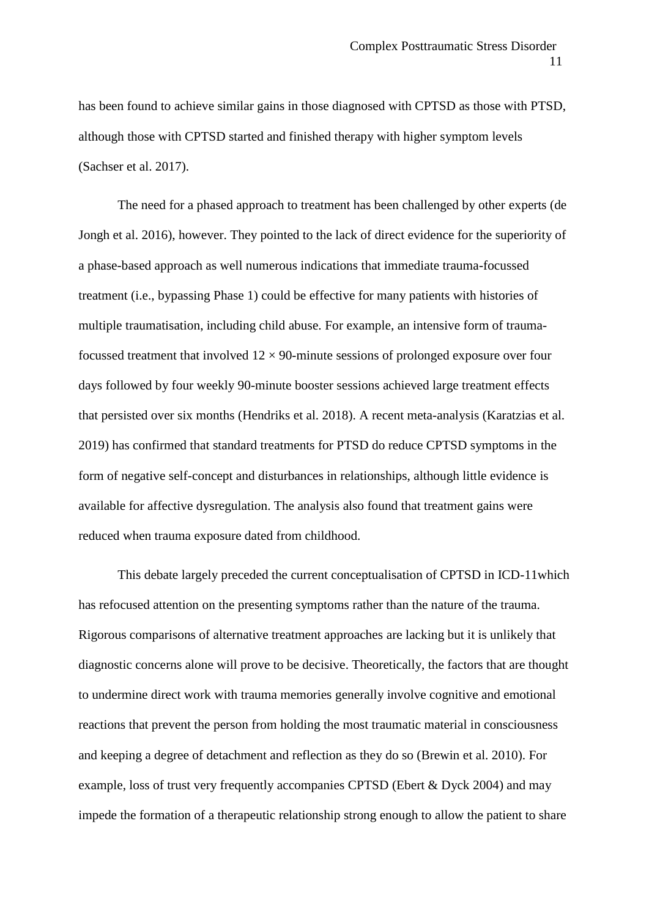has been found to achieve similar gains in those diagnosed with CPTSD as those with PTSD, although those with CPTSD started and finished therapy with higher symptom levels (Sachser et al. 2017).

The need for a phased approach to treatment has been challenged by other experts (de Jongh et al. 2016), however. They pointed to the lack of direct evidence for the superiority of a phase-based approach as well numerous indications that immediate trauma-focussed treatment (i.e., bypassing Phase 1) could be effective for many patients with histories of multiple traumatisation, including child abuse. For example, an intensive form of trauma-focussed treatment that involved 12 × 90-minute sessions of prolonged exposure over four days followed by four weekly 90-minute booster sessions achieved large treatment effects that persisted over six months (Hendriks et al. 2018). A recent meta-analysis (Karatzias et al. 2019) has confirmed that standard treatments for PTSD do reduce CPTSD symptoms in the form of negative self-concept and disturbances in relationships, although little evidence is available for affective dysregulation. The analysis also found that treatment gains were reduced when trauma exposure dated from childhood.

This debate largely preceded the current conceptualisation of CPTSD in ICD-11which has refocused attention on the presenting symptoms rather than the nature of the trauma. Rigorous comparisons of alternative treatment approaches are lacking but it is unlikely that diagnostic concerns alone will prove to be decisive. Theoretically, the factors that are thought to undermine direct work with trauma memories generally involve cognitive and emotional reactions that prevent the person from holding the most traumatic material in consciousness and keeping a degree of detachment and reflection as they do so (Brewin et al. 2010). For example, loss of trust very frequently accompanies CPTSD (Ebert & Dyck 2004) and may impede the formation of a therapeutic relationship strong enough to allow the patient to share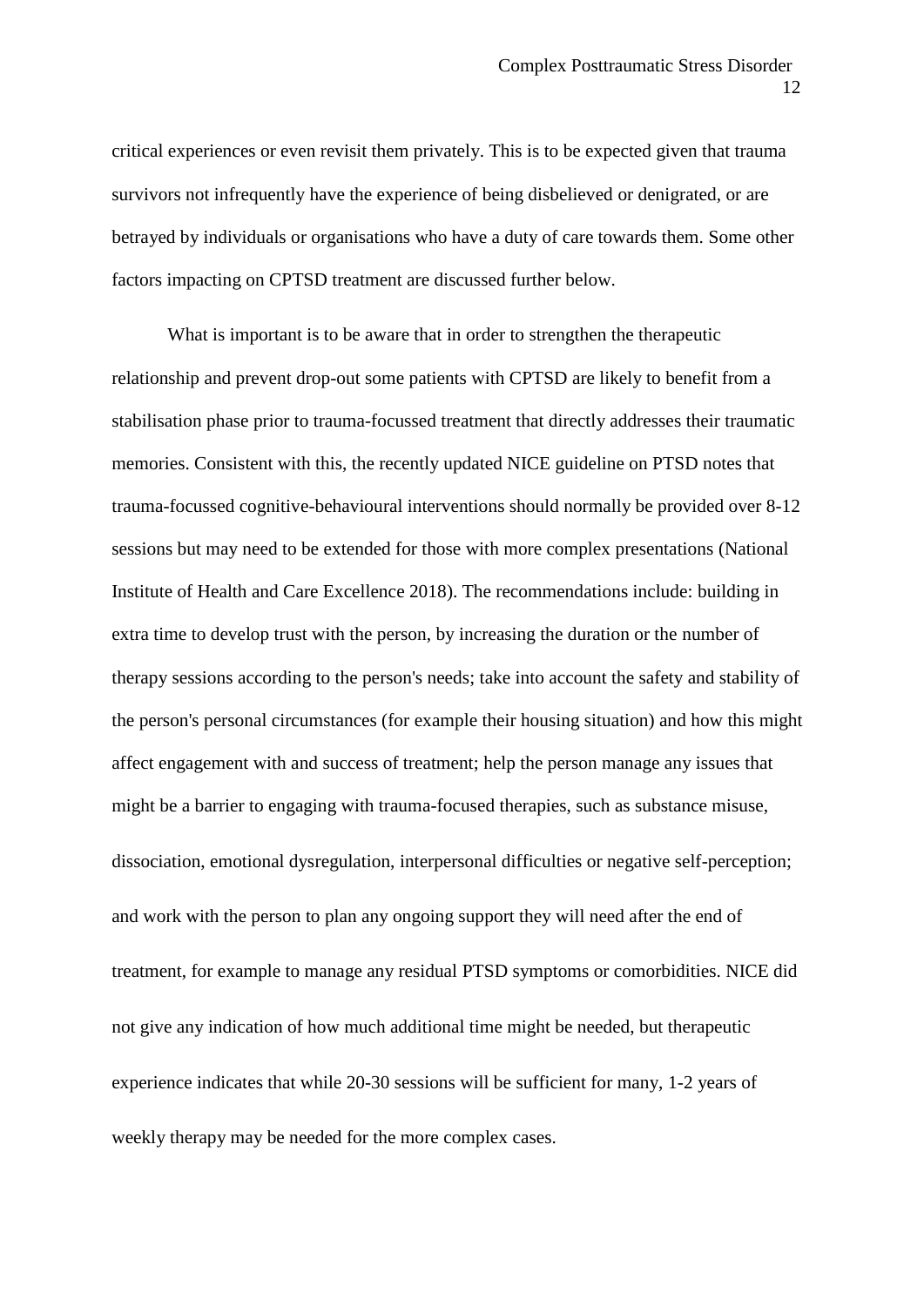critical experiences or even revisit them privately. This is to be expected given that trauma survivors not infrequently have the experience of being disbelieved or denigrated, or are betrayed by individuals or organisations who have a duty of care towards them. Some other factors impacting on CPTSD treatment are discussed further below.

What is important is to be aware that in order to strengthen the therapeutic relationship and prevent drop-out some patients with CPTSD are likely to benefit from a stabilisation phase prior to trauma-focussed treatment that directly addresses their traumatic memories. Consistent with this, the recently updated NICE guideline on PTSD notes that trauma-focussed cognitive-behavioural interventions should normally be provided over 8-12 sessions but may need to be extended for those with more complex presentations (National Institute of Health and Care Excellence 2018). The recommendations include: building in extra time to develop trust with the person, by increasing the duration or the number of therapy sessions according to the person's needs; take into account the safety and stability of the person's personal circumstances (for example their housing situation) and how this might affect engagement with and success of treatment; help the person manage any issues that might be a barrier to engaging with trauma-focused therapies, such as substance misuse, dissociation, emotional dysregulation, interpersonal difficulties or negative self-perception; and work with the person to plan any ongoing support they will need after the end of treatment, for example to manage any residual PTSD symptoms or comorbidities. NICE did not give any indication of how much additional time might be needed, but therapeutic experience indicates that while 20-30 sessions will be sufficient for many, 1-2 years of weekly therapy may be needed for the more complex cases.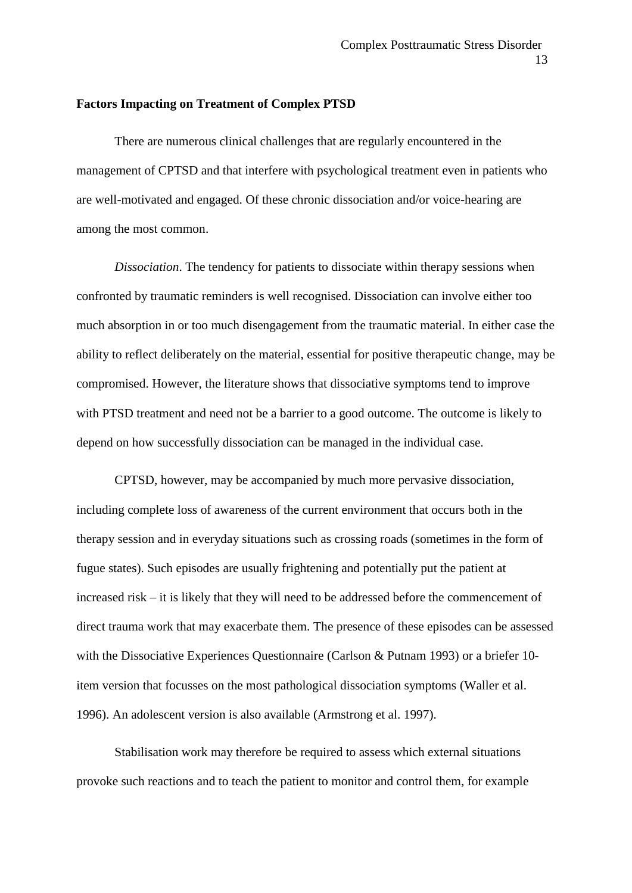**Factors Impacting on Treatment of Complex PTSD**

There are numerous clinical challenges that are regularly encountered in the management of CPTSD and that interfere with psychological treatment even in patients who are well-motivated and engaged. Of these chronic dissociation and/or voice-hearing are among the most common.

*Dissociation*. The tendency for patients to dissociate within therapy sessions when confronted by traumatic reminders is well recognised. Dissociation can involve either too much absorption in or too much disengagement from the traumatic material. In either case the ability to reflect deliberately on the material, essential for positive therapeutic change, may be compromised. However, the literature shows that dissociative symptoms tend to improve with PTSD treatment and need not be a barrier to a good outcome. The outcome is likely to depend on how successfully dissociation can be managed in the individual case.

CPTSD, however, may be accompanied by much more pervasive dissociation, including complete loss of awareness of the current environment that occurs both in the therapy session and in everyday situations such as crossing roads (sometimes in the form of fugue states). Such episodes are usually frightening and potentially put the patient at increased risk – it is likely that they will need to be addressed before the commencement of direct trauma work that may exacerbate them. The presence of these episodes can be assessed with the Dissociative Experiences Questionnaire (Carlson & Putnam 1993) or a briefer 10-item version that focusses on the most pathological dissociation symptoms (Waller et al. 1996). An adolescent version is also available (Armstrong et al. 1997).

Stabilisation work may therefore be required to assess which external situations provoke such reactions and to teach the patient to monitor and control them, for example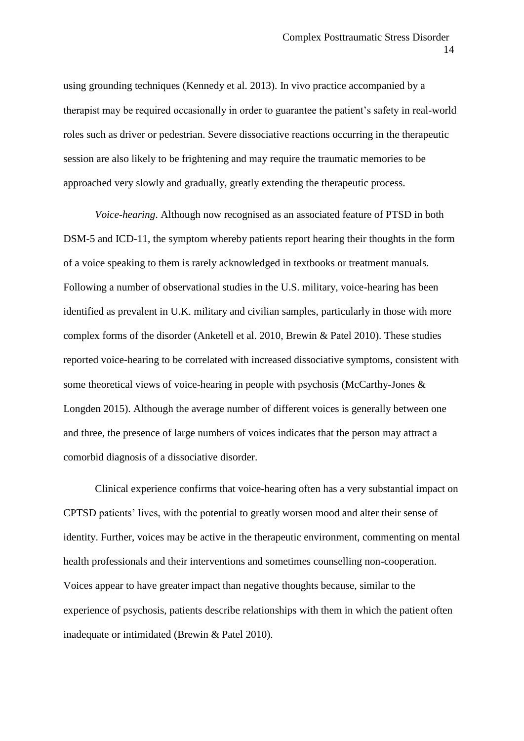using grounding techniques (Kennedy et al. 2013). In vivo practice accompanied by a therapist may be required occasionally in order to guarantee the patient's safety in real-world roles such as driver or pedestrian. Severe dissociative reactions occurring in the therapeutic session are also likely to be frightening and may require the traumatic memories to be approached very slowly and gradually, greatly extending the therapeutic process.

*Voice-hearing*. Although now recognised as an associated feature of PTSD in both DSM-5 and ICD-11, the symptom whereby patients report hearing their thoughts in the form of a voice speaking to them is rarely acknowledged in textbooks or treatment manuals. Following a number of observational studies in the U.S. military, voice-hearing has been identified as prevalent in U.K. military and civilian samples, particularly in those with more complex forms of the disorder (Anketell et al. 2010, Brewin & Patel 2010). These studies reported voice-hearing to be correlated with increased dissociative symptoms, consistent with some theoretical views of voice-hearing in people with psychosis (McCarthy-Jones & Longden 2015). Although the average number of different voices is generally between one and three, the presence of large numbers of voices indicates that the person may attract a comorbid diagnosis of a dissociative disorder.

Clinical experience confirms that voice-hearing often has a very substantial impact on CPTSD patients' lives, with the potential to greatly worsen mood and alter their sense of identity. Further, voices may be active in the therapeutic environment, commenting on mental health professionals and their interventions and sometimes counselling non-cooperation. Voices appear to have greater impact than negative thoughts because, similar to the experience of psychosis, patients describe relationships with them in which the patient often inadequate or intimidated (Brewin & Patel 2010).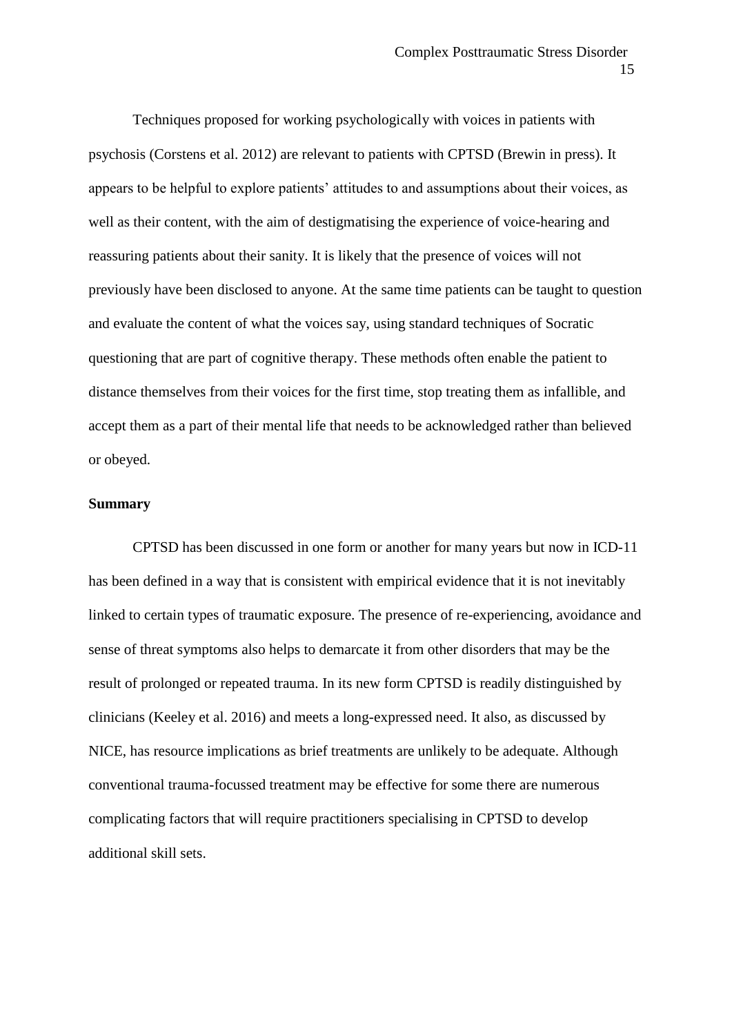Techniques proposed for working psychologically with voices in patients with psychosis (Corstens et al. 2012) are relevant to patients with CPTSD (Brewin in press). It appears to be helpful to explore patients' attitudes to and assumptions about their voices, as well as their content, with the aim of destigmatising the experience of voice-hearing and reassuring patients about their sanity. It is likely that the presence of voices will not previously have been disclosed to anyone. At the same time patients can be taught to question and evaluate the content of what the voices say, using standard techniques of Socratic questioning that are part of cognitive therapy. These methods often enable the patient to distance themselves from their voices for the first time, stop treating them as infallible, and accept them as a part of their mental life that needs to be acknowledged rather than believed or obeyed.

## Summary

CPTSD has been discussed in one form or another for many years but now in ICD-11 has been defined in a way that is consistent with empirical evidence that it is not inevitably linked to certain types of traumatic exposure. The presence of re-experiencing, avoidance and sense of threat symptoms also helps to demarcate it from other disorders that may be the result of prolonged or repeated trauma. In its new form CPTSD is readily distinguished by clinicians (Keeley et al. 2016) and meets a long-expressed need. It also, as discussed by NICE, has resource implications as brief treatments are unlikely to be adequate. Although conventional trauma-focussed treatment may be effective for some there are numerous complicating factors that will require practitioners specialising in CPTSD to develop additional skill sets.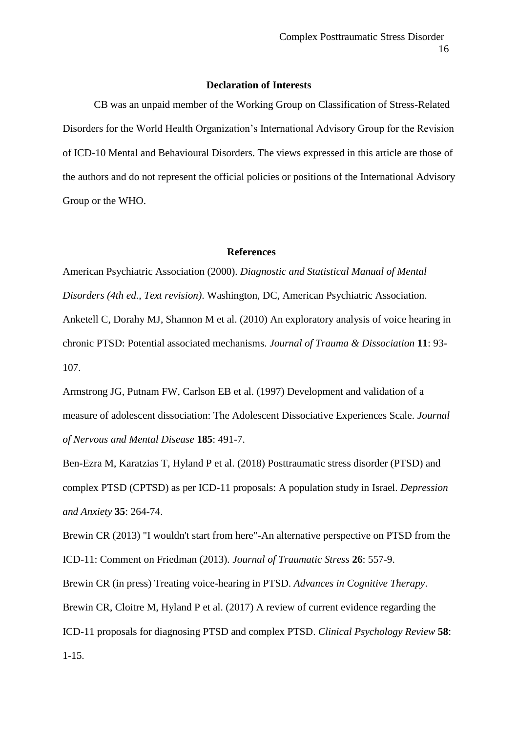## Declaration of Interests

CB was an unpaid member of the Working Group on Classification of Stress-Related Disorders for the World Health Organization's International Advisory Group for the Revision of ICD-10 Mental and Behavioural Disorders. The views expressed in this article are those of the authors and do not represent the official policies or positions of the International Advisory Group or the WHO.

## References

American Psychiatric Association (2000). *Diagnostic and Statistical Manual of Mental Disorders (4th ed., Text revision)*. Washington, DC, American Psychiatric Association.

Anketell C, Dorahy MJ, Shannon M et al. (2010) An exploratory analysis of voice hearing in chronic PTSD: Potential associated mechanisms. *Journal of Trauma & Dissociation* **11**: 93-107.

Armstrong JG, Putnam FW, Carlson EB et al. (1997) Development and validation of a measure of adolescent dissociation: The Adolescent Dissociative Experiences Scale. *Journal of Nervous and Mental Disease* **185**: 491-7.

Ben-Ezra M, Karatzias T, Hyland P et al. (2018) Posttraumatic stress disorder (PTSD) and complex PTSD (CPTSD) as per ICD-11 proposals: A population study in Israel. *Depression and Anxiety* **35**: 264-74.

Brewin CR (2013) "I wouldn't start from here"-An alternative perspective on PTSD from the ICD-11: Comment on Friedman (2013). *Journal of Traumatic Stress* **26**: 557-9.

Brewin CR (in press) Treating voice-hearing in PTSD. *Advances in Cognitive Therapy*.

Brewin CR, Cloitre M, Hyland P et al. (2017) A review of current evidence regarding the ICD-11 proposals for diagnosing PTSD and complex PTSD. *Clinical Psychology Review* **58**: 1-15.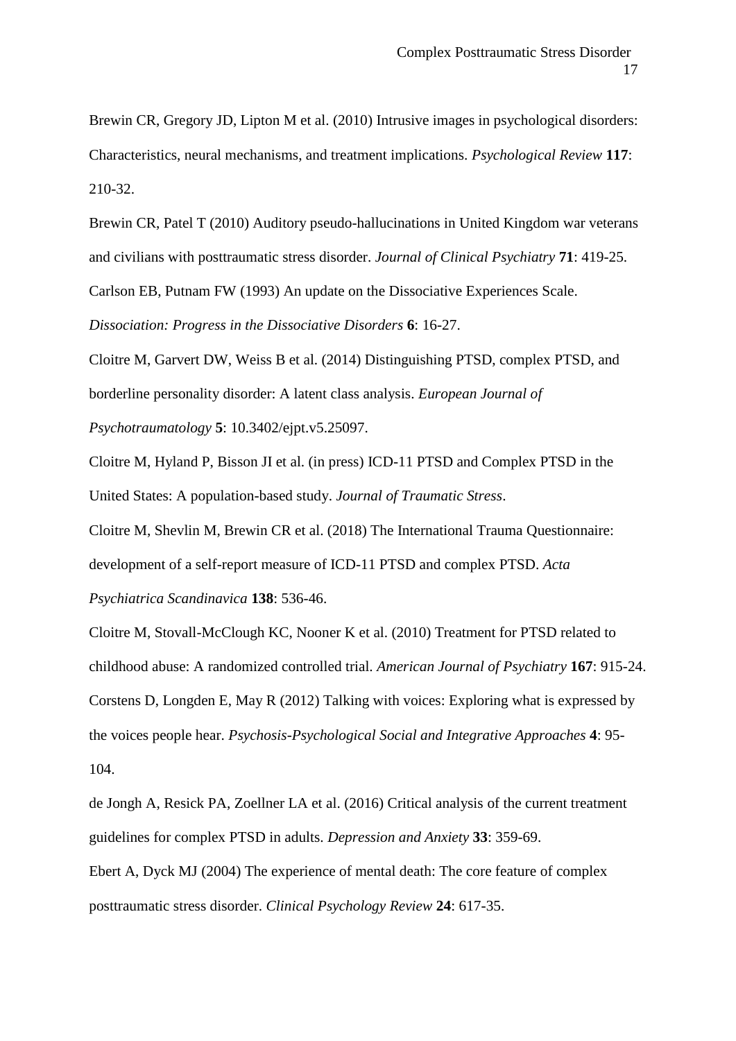Brewin CR, Gregory JD, Lipton M et al. (2010) Intrusive images in psychological disorders: Characteristics, neural mechanisms, and treatment implications. *Psychological Review* **117**: 210-32.

Brewin CR, Patel T (2010) Auditory pseudo-hallucinations in United Kingdom war veterans and civilians with posttraumatic stress disorder. *Journal of Clinical Psychiatry* **71**: 419-25.

Carlson EB, Putnam FW (1993) An update on the Dissociative Experiences Scale. *Dissociation: Progress in the Dissociative Disorders* **6**: 16-27.

Cloitre M, Garvert DW, Weiss B et al. (2014) Distinguishing PTSD, complex PTSD, and borderline personality disorder: A latent class analysis. *European Journal of Psychotraumatology* **5**: 10.3402/ejpt.v5.25097.

Cloitre M, Hyland P, Bisson JI et al. (in press) ICD-11 PTSD and Complex PTSD in the United States: A population-based study. *Journal of Traumatic Stress*.

Cloitre M, Shevlin M, Brewin CR et al. (2018) The International Trauma Questionnaire: development of a self-report measure of ICD-11 PTSD and complex PTSD. *Acta Psychiatrica Scandinavica* **138**: 536-46.

Cloitre M, Stovall-McClough KC, Nooner K et al. (2010) Treatment for PTSD related to childhood abuse: A randomized controlled trial. *American Journal of Psychiatry* **167**: 915-24.

Corstens D, Longden E, May R (2012) Talking with voices: Exploring what is expressed by the voices people hear. *Psychosis-Psychological Social and Integrative Approaches* **4**: 95-104.

de Jongh A, Resick PA, Zoellner LA et al. (2016) Critical analysis of the current treatment guidelines for complex PTSD in adults. *Depression and Anxiety* **33**: 359-69.

Ebert A, Dyck MJ (2004) The experience of mental death: The core feature of complex posttraumatic stress disorder. *Clinical Psychology Review* **24**: 617-35.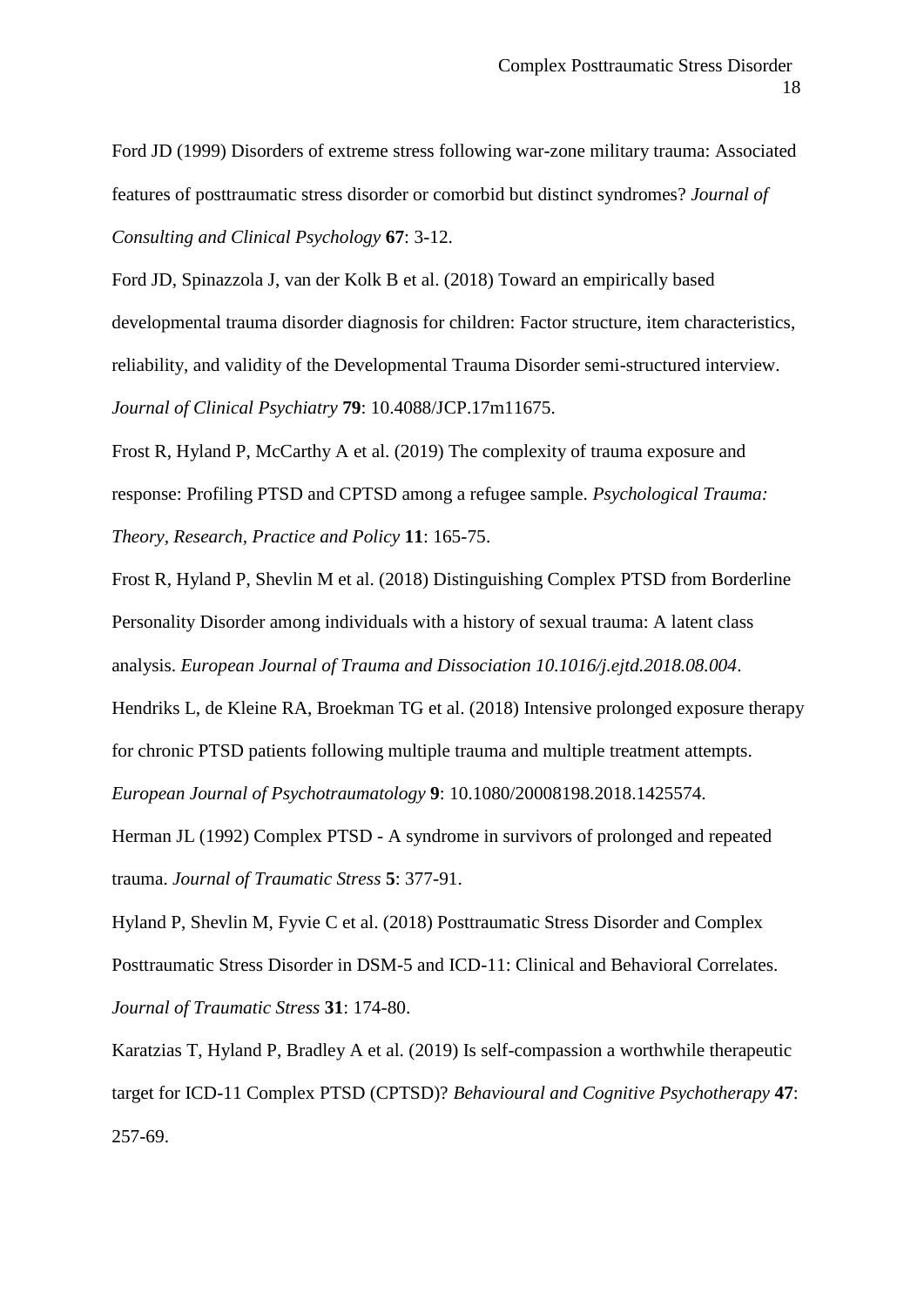Ford JD (1999) Disorders of extreme stress following war-zone military trauma: Associated features of posttraumatic stress disorder or comorbid but distinct syndromes? *Journal of Consulting and Clinical Psychology* **67**: 3-12.

Ford JD, Spinazzola J, van der Kolk B et al. (2018) Toward an empirically based developmental trauma disorder diagnosis for children: Factor structure, item characteristics, reliability, and validity of the Developmental Trauma Disorder semi-structured interview. *Journal of Clinical Psychiatry* **79**: 10.4088/JCP.17m11675.

Frost R, Hyland P, McCarthy A et al. (2019) The complexity of trauma exposure and response: Profiling PTSD and CPTSD among a refugee sample. *Psychological Trauma: Theory, Research, Practice and Policy* **11**: 165-75.

Frost R, Hyland P, Shevlin M et al. (2018) Distinguishing Complex PTSD from Borderline Personality Disorder among individuals with a history of sexual trauma: A latent class analysis. *European Journal of Trauma and Dissociation 10.1016/j.ejtd.2018.08.004*.

Hendriks L, de Kleine RA, Broekman TG et al. (2018) Intensive prolonged exposure therapy for chronic PTSD patients following multiple trauma and multiple treatment attempts. *European Journal of Psychotraumatology* **9**: 10.1080/20008198.2018.1425574.

Herman JL (1992) Complex PTSD - A syndrome in survivors of prolonged and repeated trauma. *Journal of Traumatic Stress* **5**: 377-91.

Hyland P, Shevlin M, Fyvie C et al. (2018) Posttraumatic Stress Disorder and Complex Posttraumatic Stress Disorder in DSM-5 and ICD-11: Clinical and Behavioral Correlates. *Journal of Traumatic Stress* **31**: 174-80.

Karatzias T, Hyland P, Bradley A et al. (2019) Is self-compassion a worthwhile therapeutic target for ICD-11 Complex PTSD (CPTSD)? *Behavioural and Cognitive Psychotherapy* **47**: 257-69.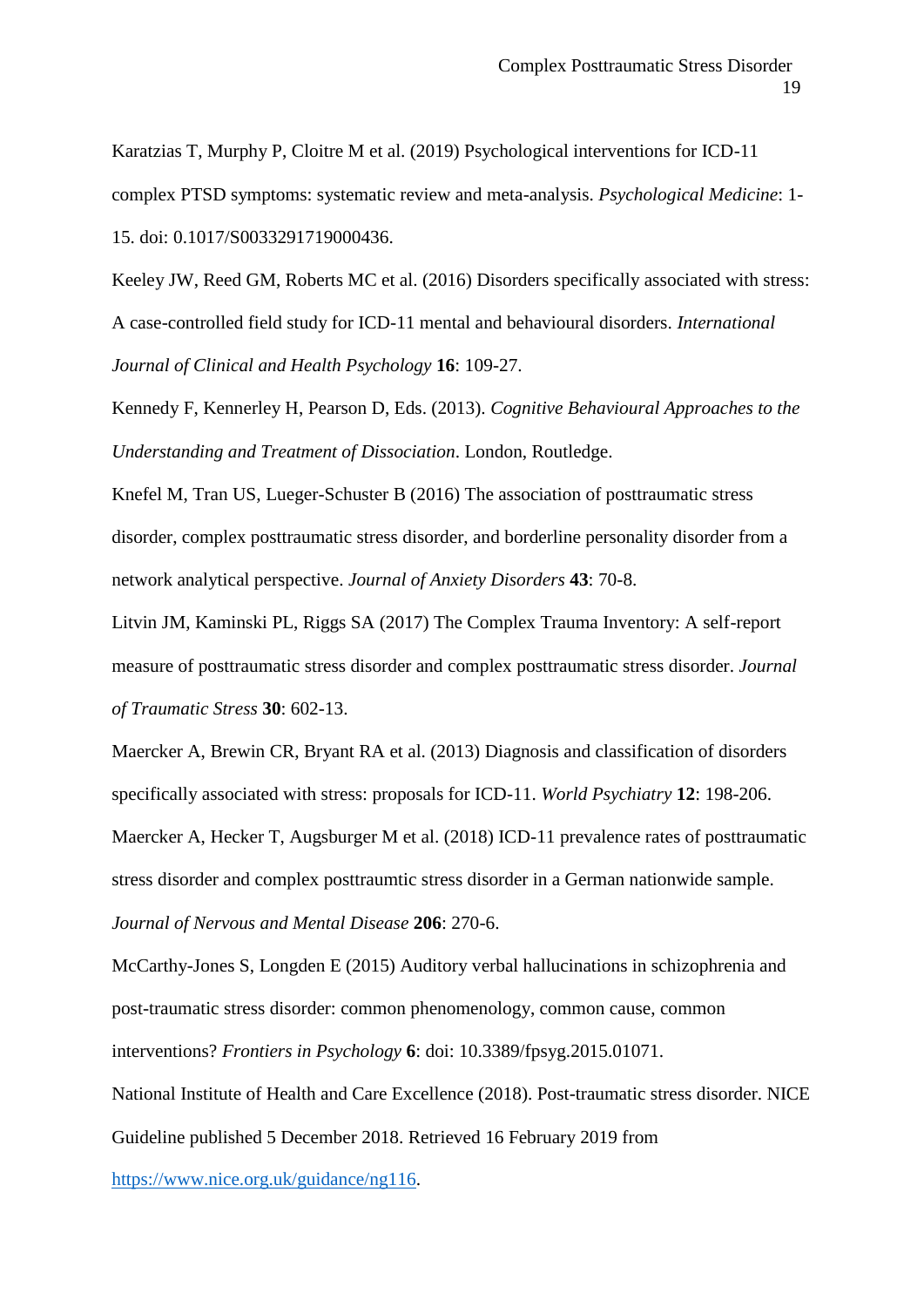Karatzias T, Murphy P, Cloitre M et al. (2019) Psychological interventions for ICD-11 complex PTSD symptoms: systematic review and meta-analysis. *Psychological Medicine*: 1-15. doi: 0.1017/S0033291719000436.

Keeley JW, Reed GM, Roberts MC et al. (2016) Disorders specifically associated with stress: A case-controlled field study for ICD-11 mental and behavioural disorders. *International Journal of Clinical and Health Psychology* **16**: 109-27.

Kennedy F, Kennerley H, Pearson D, Eds. (2013). *Cognitive Behavioural Approaches to the Understanding and Treatment of Dissociation*. London, Routledge.

Knefel M, Tran US, Lueger-Schuster B (2016) The association of posttraumatic stress disorder, complex posttraumatic stress disorder, and borderline personality disorder from a network analytical perspective. *Journal of Anxiety Disorders* **43**: 70-8.

Litvin JM, Kaminski PL, Riggs SA (2017) The Complex Trauma Inventory: A self-report measure of posttraumatic stress disorder and complex posttraumatic stress disorder. *Journal of Traumatic Stress* **30**: 602-13.

Maercker A, Brewin CR, Bryant RA et al. (2013) Diagnosis and classification of disorders specifically associated with stress: proposals for ICD-11. *World Psychiatry* **12**: 198-206.

Maercker A, Hecker T, Augsburger M et al. (2018) ICD-11 prevalence rates of posttraumatic stress disorder and complex posttraumtic stress disorder in a German nationwide sample. *Journal of Nervous and Mental Disease* **206**: 270-6.

McCarthy-Jones S, Longden E (2015) Auditory verbal hallucinations in schizophrenia and post-traumatic stress disorder: common phenomenology, common cause, common interventions? *Frontiers in Psychology* **6**: doi: 10.3389/fpsyg.2015.01071.

National Institute of Health and Care Excellence (2018). Post-traumatic stress disorder. NICE Guideline published 5 December 2018. Retrieved 16 February 2019 from https://www.nice.org.uk/guidance/ng116.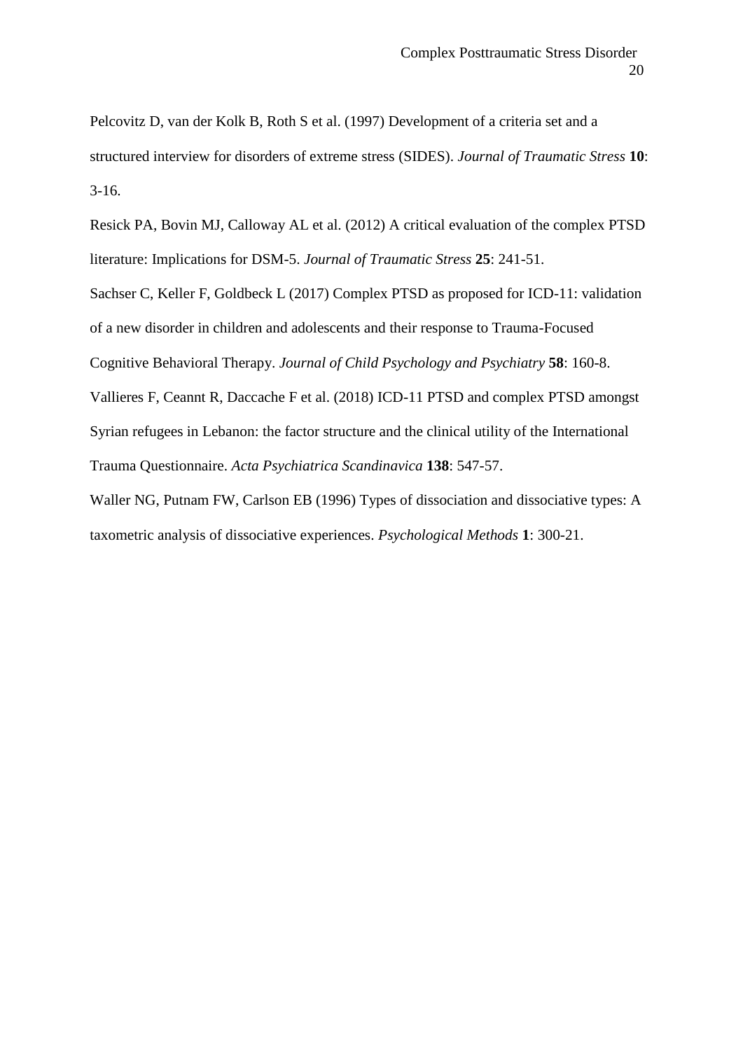Pelcovitz D, van der Kolk B, Roth S et al. (1997) Development of a criteria set and a structured interview for disorders of extreme stress (SIDES). *Journal of Traumatic Stress* **10**: 3-16.

Resick PA, Bovin MJ, Calloway AL et al. (2012) A critical evaluation of the complex PTSD literature: Implications for DSM-5. *Journal of Traumatic Stress* **25**: 241-51.

Sachser C, Keller F, Goldbeck L (2017) Complex PTSD as proposed for ICD-11: validation of a new disorder in children and adolescents and their response to Trauma-Focused Cognitive Behavioral Therapy. *Journal of Child Psychology and Psychiatry* **58**: 160-8.

Vallieres F, Ceannt R, Daccache F et al. (2018) ICD-11 PTSD and complex PTSD amongst Syrian refugees in Lebanon: the factor structure and the clinical utility of the International Trauma Questionnaire. *Acta Psychiatrica Scandinavica* **138**: 547-57.

Waller NG, Putnam FW, Carlson EB (1996) Types of dissociation and dissociative types: A taxometric analysis of dissociative experiences. *Psychological Methods* **1**: 300-21.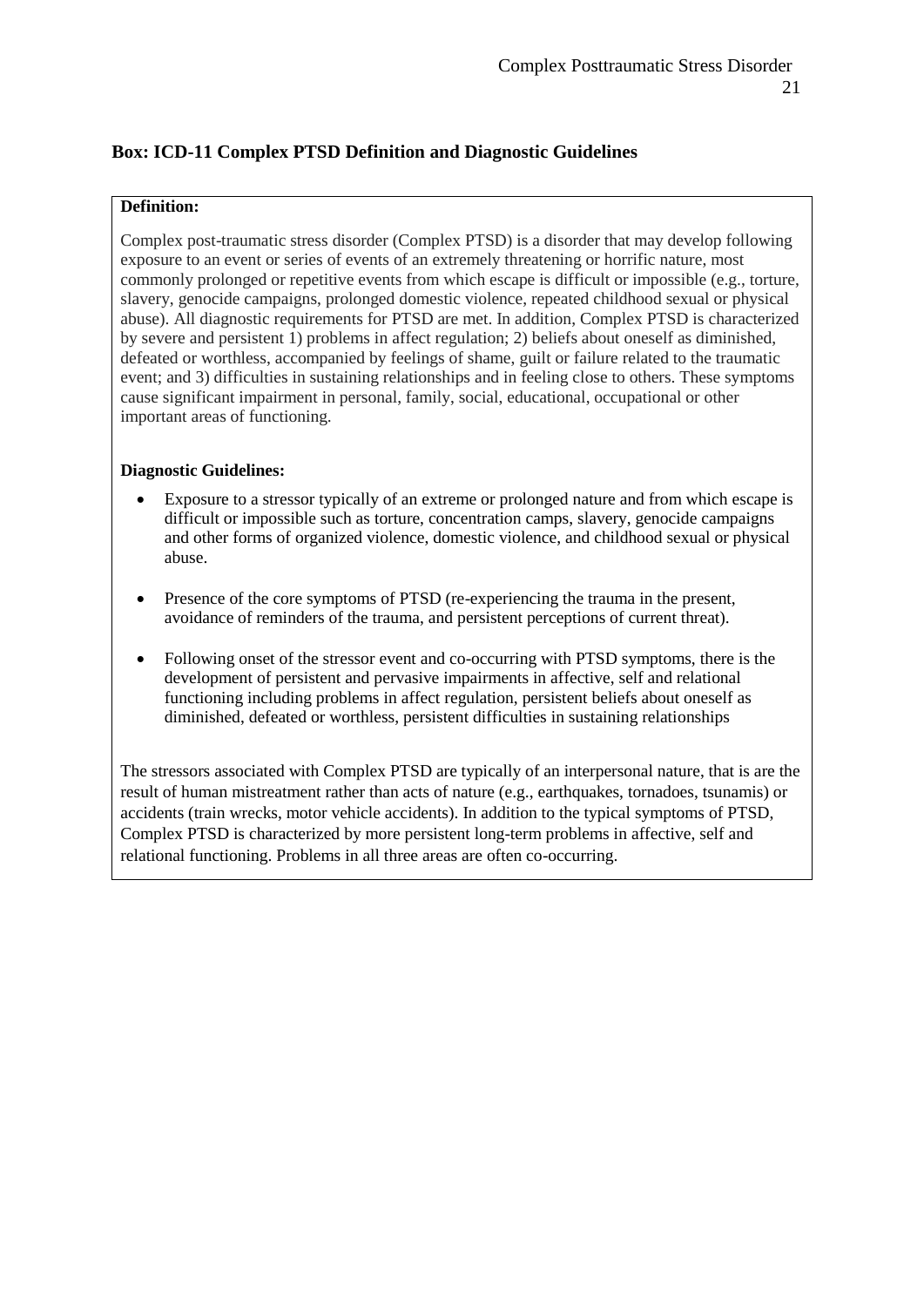## Box: ICD-11 Complex PTSD Definition and Diagnostic Guidelines

**Definition:**

Complex post-traumatic stress disorder (Complex PTSD) is a disorder that may develop following exposure to an event or series of events of an extremely threatening or horrific nature, most commonly prolonged or repetitive events from which escape is difficult or impossible (e.g., torture, slavery, genocide campaigns, prolonged domestic violence, repeated childhood sexual or physical abuse). All diagnostic requirements for PTSD are met. In addition, Complex PTSD is characterized by severe and persistent 1) problems in affect regulation; 2) beliefs about oneself as diminished, defeated or worthless, accompanied by feelings of shame, guilt or failure related to the traumatic event; and 3) difficulties in sustaining relationships and in feeling close to others. These symptoms cause significant impairment in personal, family, social, educational, occupational or other important areas of functioning.

**Diagnostic Guidelines:**

- Exposure to a stressor typically of an extreme or prolonged nature and from which escape is difficult or impossible such as torture, concentration camps, slavery, genocide campaigns and other forms of organized violence, domestic violence, and childhood sexual or physical abuse.
- Presence of the core symptoms of PTSD (re-experiencing the trauma in the present, avoidance of reminders of the trauma, and persistent perceptions of current threat).
- Following onset of the stressor event and co-occurring with PTSD symptoms, there is the development of persistent and pervasive impairments in affective, self and relational functioning including problems in affect regulation, persistent beliefs about oneself as diminished, defeated or worthless, persistent difficulties in sustaining relationships

The stressors associated with Complex PTSD are typically of an interpersonal nature, that is are the result of human mistreatment rather than acts of nature (e.g., earthquakes, tornadoes, tsunamis) or accidents (train wrecks, motor vehicle accidents). In addition to the typical symptoms of PTSD, Complex PTSD is characterized by more persistent long-term problems in affective, self and relational functioning. Problems in all three areas are often co-occurring.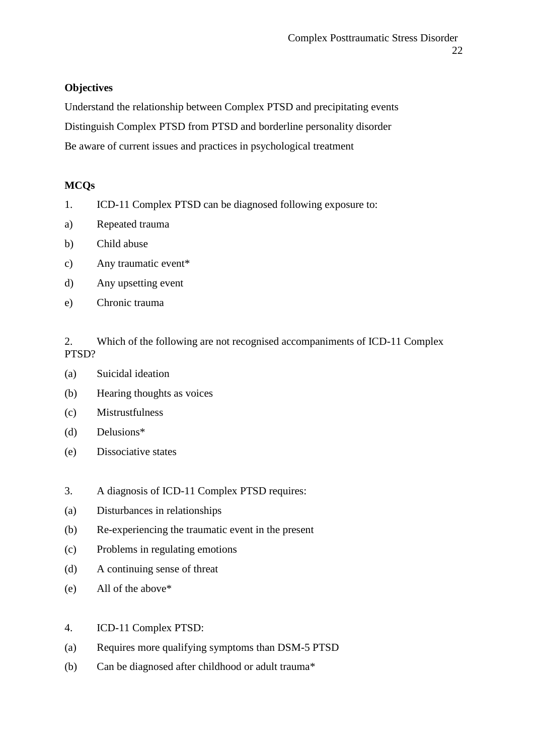**Objectives**

Understand the relationship between Complex PTSD and precipitating events

Distinguish Complex PTSD from PTSD and borderline personality disorder

Be aware of current issues and practices in psychological treatment

**MCQs**

1. ICD-11 Complex PTSD can be diagnosed following exposure to:

a) Repeated trauma

b) Child abuse

c) Any traumatic event*

d) Any upsetting event

e) Chronic trauma

2. Which of the following are not recognised accompaniments of ICD-11 Complex PTSD?

(a) Suicidal ideation

(b) Hearing thoughts as voices

(c) Mistrustfulness

(d) Delusions*

(e) Dissociative states

3. A diagnosis of ICD-11 Complex PTSD requires:

(a) Disturbances in relationships

(b) Re-experiencing the traumatic event in the present

(c) Problems in regulating emotions

(d) A continuing sense of threat

(e) All of the above*

4. ICD-11 Complex PTSD:

(a) Requires more qualifying symptoms than DSM-5 PTSD

(b) Can be diagnosed after childhood or adult trauma*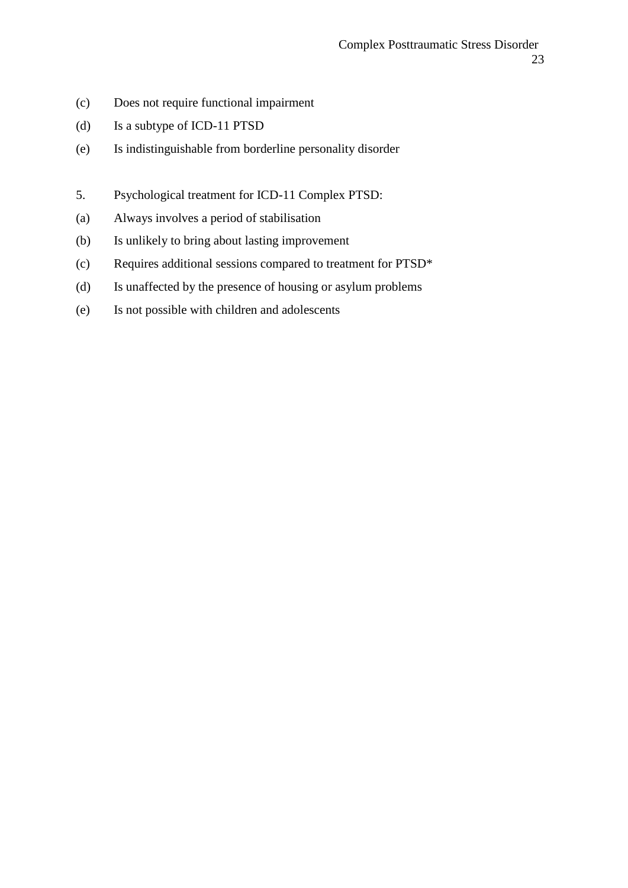(c) Does not require functional impairment

(d) Is a subtype of ICD-11 PTSD

(e) Is indistinguishable from borderline personality disorder

5. Psychological treatment for ICD-11 Complex PTSD:

(a) Always involves a period of stabilisation

(b) Is unlikely to bring about lasting improvement

(c) Requires additional sessions compared to treatment for PTSD*

(d) Is unaffected by the presence of housing or asylum problems

(e) Is not possible with children and adolescents